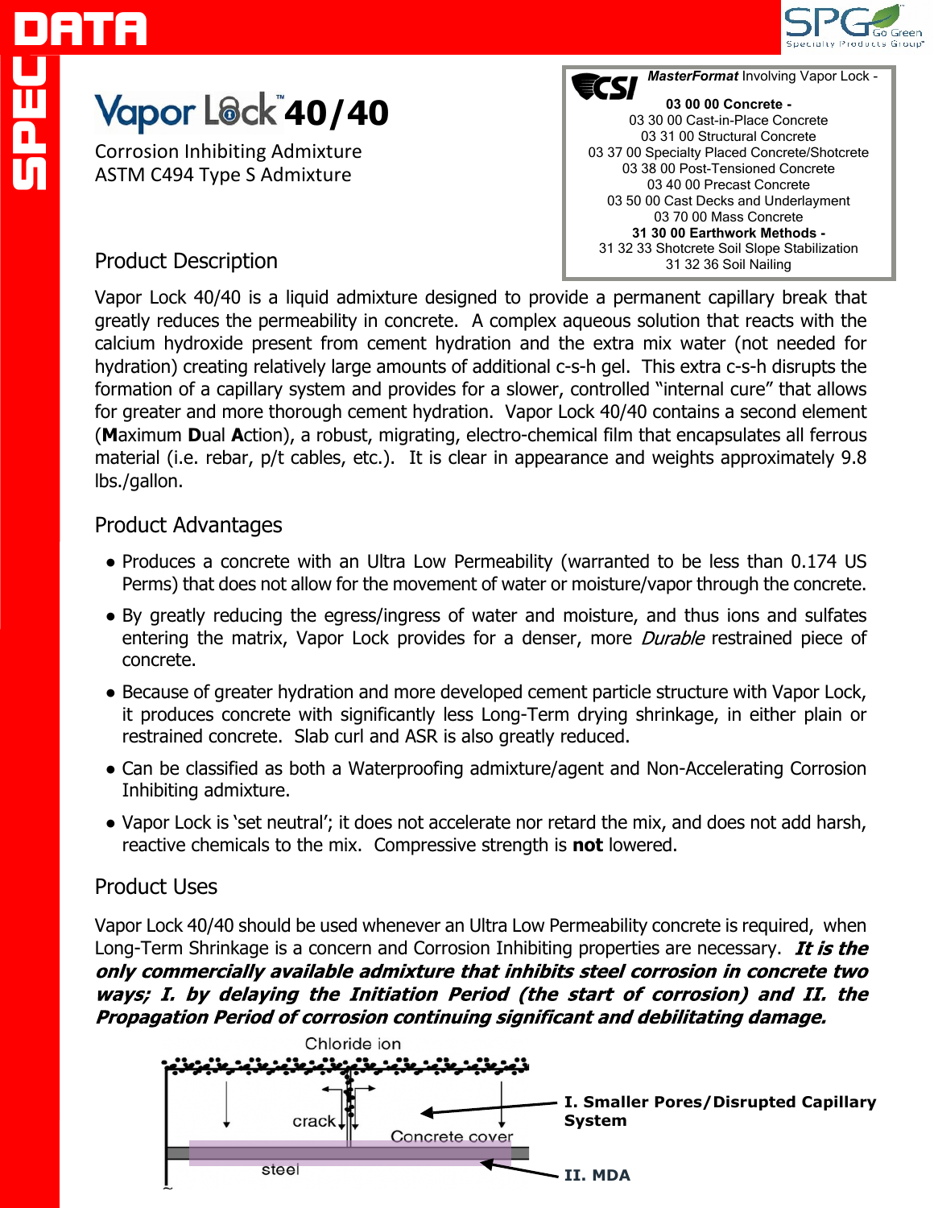# Vapor Lock™ 40/40

Corrosion Inhibiting Admixture
ASTM C494 Type S Admixture

**CSI** ***MasterFormat*** Involving Vapor Lock -

**03 00 00 Concrete -**
03 30 00 Cast-in-Place Concrete
03 31 00 Structural Concrete
03 37 00 Specialty Placed Concrete/Shotcrete
03 38 00 Post-Tensioned Concrete
03 40 00 Precast Concrete
03 50 00 Cast Decks and Underlayment
03 70 00 Mass Concrete
**31 30 00 Earthwork Methods -**
31 32 33 Shotcrete Soil Slope Stabilization
31 32 36 Soil Nailing

## Product Description

Vapor Lock 40/40 is a liquid admixture designed to provide a permanent capillary break that greatly reduces the permeability in concrete. A complex aqueous solution that reacts with the calcium hydroxide present from cement hydration and the extra mix water (not needed for hydration) creating relatively large amounts of additional c-s-h gel. This extra c-s-h disrupts the formation of a capillary system and provides for a slower, controlled "internal cure" that allows for greater and more thorough cement hydration. Vapor Lock 40/40 contains a second element (**M**aximum **D**ual **A**ction), a robust, migrating, electro-chemical film that encapsulates all ferrous material (i.e. rebar, p/t cables, etc.). It is clear in appearance and weights approximately 9.8 lbs./gallon.

## Product Advantages

- Produces a concrete with an Ultra Low Permeability (warranted to be less than 0.174 US Perms) that does not allow for the movement of water or moisture/vapor through the concrete.
- By greatly reducing the egress/ingress of water and moisture, and thus ions and sulfates entering the matrix, Vapor Lock provides for a denser, more *Durable* restrained piece of concrete.
- Because of greater hydration and more developed cement particle structure with Vapor Lock, it produces concrete with significantly less Long-Term drying shrinkage, in either plain or restrained concrete. Slab curl and ASR is also greatly reduced.
- Can be classified as both a Waterproofing admixture/agent and Non-Accelerating Corrosion Inhibiting admixture.
- Vapor Lock is 'set neutral'; it does not accelerate nor retard the mix, and does not add harsh, reactive chemicals to the mix. Compressive strength is **not** lowered.

## Product Uses

Vapor Lock 40/40 should be used whenever an Ultra Low Permeability concrete is required, when Long-Term Shrinkage is a concern and Corrosion Inhibiting properties are necessary. ***It is the only commercially available admixture that inhibits steel corrosion in concrete two ways; I. by delaying the Initiation Period (the start of corrosion) and II. the Propagation Period of corrosion continuing significant and debilitating damage.***

Chloride ion — crack — Concrete cover — steel

**I. Smaller Pores/Disrupted Capillary System**

**II. MDA**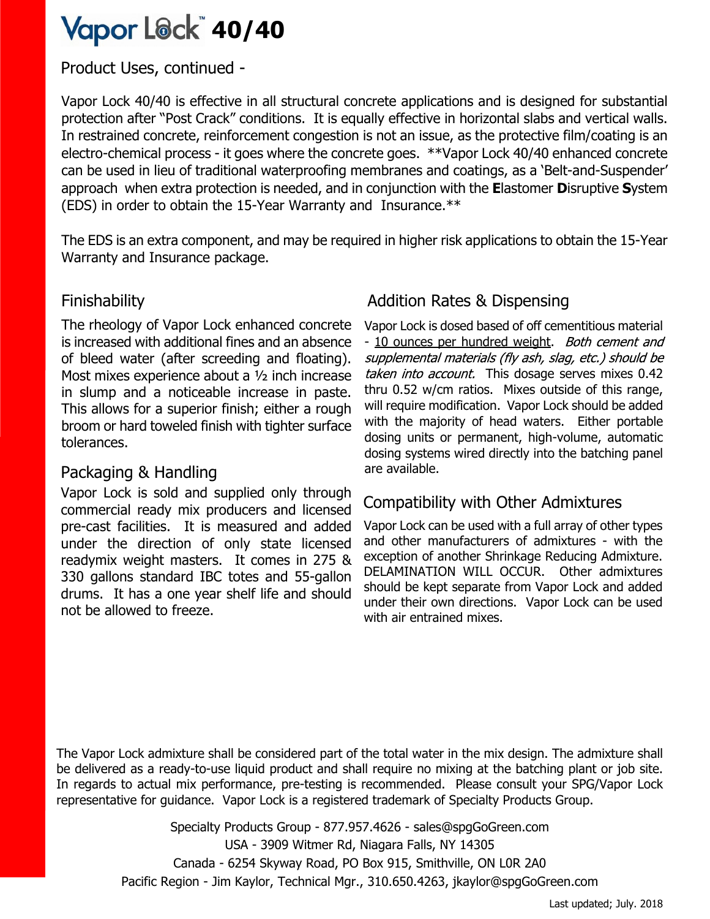# Vapor Lock™ 40/40

## Product Uses, continued -

Vapor Lock 40/40 is effective in all structural concrete applications and is designed for substantial protection after "Post Crack" conditions. It is equally effective in horizontal slabs and vertical walls. In restrained concrete, reinforcement congestion is not an issue, as the protective film/coating is an electro-chemical process - it goes where the concrete goes. **Vapor Lock 40/40 enhanced concrete can be used in lieu of traditional waterproofing membranes and coatings, as a 'Belt-and-Suspender' approach when extra protection is needed, and in conjunction with the **E**lastomer **D**isruptive **S**ystem (EDS) in order to obtain the 15-Year Warranty and Insurance.**

The EDS is an extra component, and may be required in higher risk applications to obtain the 15-Year Warranty and Insurance package.

## Finishability

The rheology of Vapor Lock enhanced concrete is increased with additional fines and an absence of bleed water (after screeding and floating). Most mixes experience about a ½ inch increase in slump and a noticeable increase in paste. This allows for a superior finish; either a rough broom or hard toweled finish with tighter surface tolerances.

## Packaging & Handling

Vapor Lock is sold and supplied only through commercial ready mix producers and licensed pre-cast facilities. It is measured and added under the direction of only state licensed readymix weight masters. It comes in 275 & 330 gallons standard IBC totes and 55-gallon drums. It has a one year shelf life and should not be allowed to freeze.

## Addition Rates & Dispensing

Vapor Lock is dosed based of off cementitious material - 10 ounces per hundred weight. *Both cement and supplemental materials (fly ash, slag, etc.) should be taken into account.* This dosage serves mixes 0.42 thru 0.52 w/cm ratios. Mixes outside of this range, will require modification. Vapor Lock should be added with the majority of head waters. Either portable dosing units or permanent, high-volume, automatic dosing systems wired directly into the batching panel are available.

## Compatibility with Other Admixtures

Vapor Lock can be used with a full array of other types and other manufacturers of admixtures - with the exception of another Shrinkage Reducing Admixture. DELAMINATION WILL OCCUR. Other admixtures should be kept separate from Vapor Lock and added under their own directions. Vapor Lock can be used with air entrained mixes.

The Vapor Lock admixture shall be considered part of the total water in the mix design. The admixture shall be delivered as a ready-to-use liquid product and shall require no mixing at the batching plant or job site. In regards to actual mix performance, pre-testing is recommended. Please consult your SPG/Vapor Lock representative for guidance. Vapor Lock is a registered trademark of Specialty Products Group.

Specialty Products Group - 877.957.4626 - sales@spgGoGreen.com
USA - 3909 Witmer Rd, Niagara Falls, NY 14305
Canada - 6254 Skyway Road, PO Box 915, Smithville, ON L0R 2A0
Pacific Region - Jim Kaylor, Technical Mgr., 310.650.4263, jkaylor@spgGoGreen.com

Last updated; July. 2018